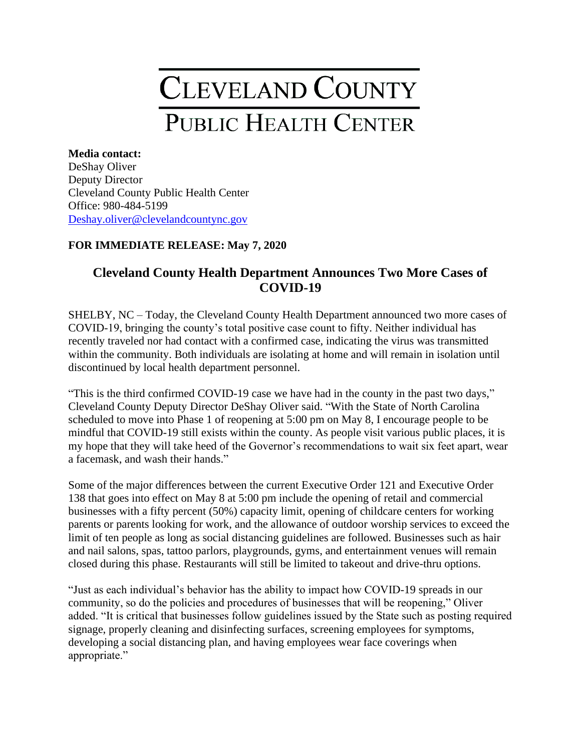# Cleveland County
## Public Health Center

**Media contact:**
DeShay Oliver
Deputy Director
Cleveland County Public Health Center
Office: 980-484-5199
Deshay.oliver@clevelandcountync.gov

**FOR IMMEDIATE RELEASE: May 7, 2020**

## Cleveland County Health Department Announces Two More Cases of COVID-19

SHELBY, NC – Today, the Cleveland County Health Department announced two more cases of COVID-19, bringing the county's total positive case count to fifty. Neither individual has recently traveled nor had contact with a confirmed case, indicating the virus was transmitted within the community. Both individuals are isolating at home and will remain in isolation until discontinued by local health department personnel.

"This is the third confirmed COVID-19 case we have had in the county in the past two days," Cleveland County Deputy Director DeShay Oliver said. "With the State of North Carolina scheduled to move into Phase 1 of reopening at 5:00 pm on May 8, I encourage people to be mindful that COVID-19 still exists within the county. As people visit various public places, it is my hope that they will take heed of the Governor's recommendations to wait six feet apart, wear a facemask, and wash their hands."

Some of the major differences between the current Executive Order 121 and Executive Order 138 that goes into effect on May 8 at 5:00 pm include the opening of retail and commercial businesses with a fifty percent (50%) capacity limit, opening of childcare centers for working parents or parents looking for work, and the allowance of outdoor worship services to exceed the limit of ten people as long as social distancing guidelines are followed. Businesses such as hair and nail salons, spas, tattoo parlors, playgrounds, gyms, and entertainment venues will remain closed during this phase. Restaurants will still be limited to takeout and drive-thru options.

"Just as each individual's behavior has the ability to impact how COVID-19 spreads in our community, so do the policies and procedures of businesses that will be reopening," Oliver added. "It is critical that businesses follow guidelines issued by the State such as posting required signage, properly cleaning and disinfecting surfaces, screening employees for symptoms, developing a social distancing plan, and having employees wear face coverings when appropriate."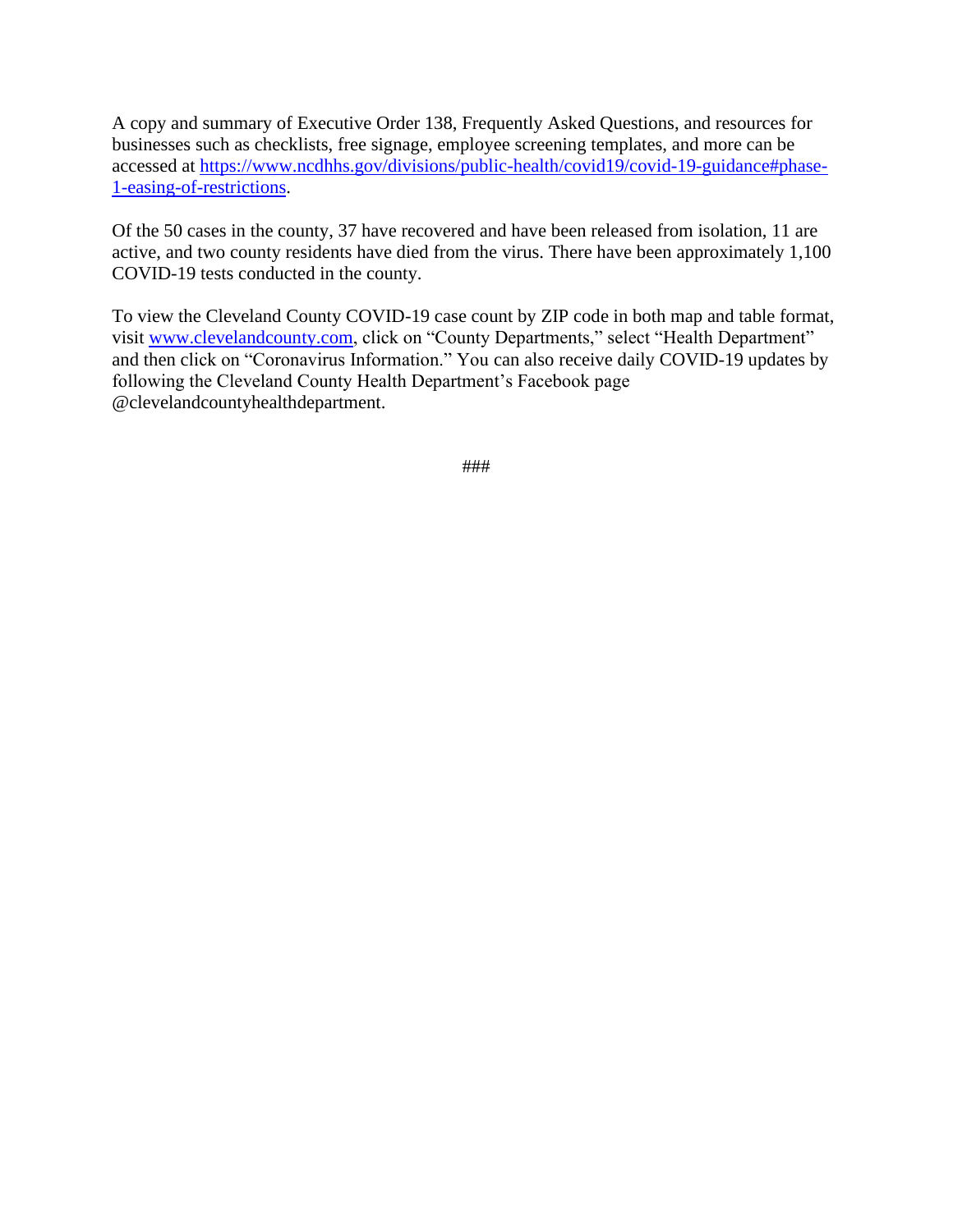A copy and summary of Executive Order 138, Frequently Asked Questions, and resources for businesses such as checklists, free signage, employee screening templates, and more can be accessed at [https://www.ncdhhs.gov/divisions/public-health/covid19/covid-19-guidance#phase-1-easing-of-restrictions](https://www.ncdhhs.gov/divisions/public-health/covid19/covid-19-guidance#phase-1-easing-of-restrictions).

Of the 50 cases in the county, 37 have recovered and have been released from isolation, 11 are active, and two county residents have died from the virus. There have been approximately 1,100 COVID-19 tests conducted in the county.

To view the Cleveland County COVID-19 case count by ZIP code in both map and table format, visit [www.clevelandcounty.com](http://www.clevelandcounty.com), click on "County Departments," select "Health Department" and then click on "Coronavirus Information." You can also receive daily COVID-19 updates by following the Cleveland County Health Department's Facebook page @clevelandcountyhealthdepartment.

###